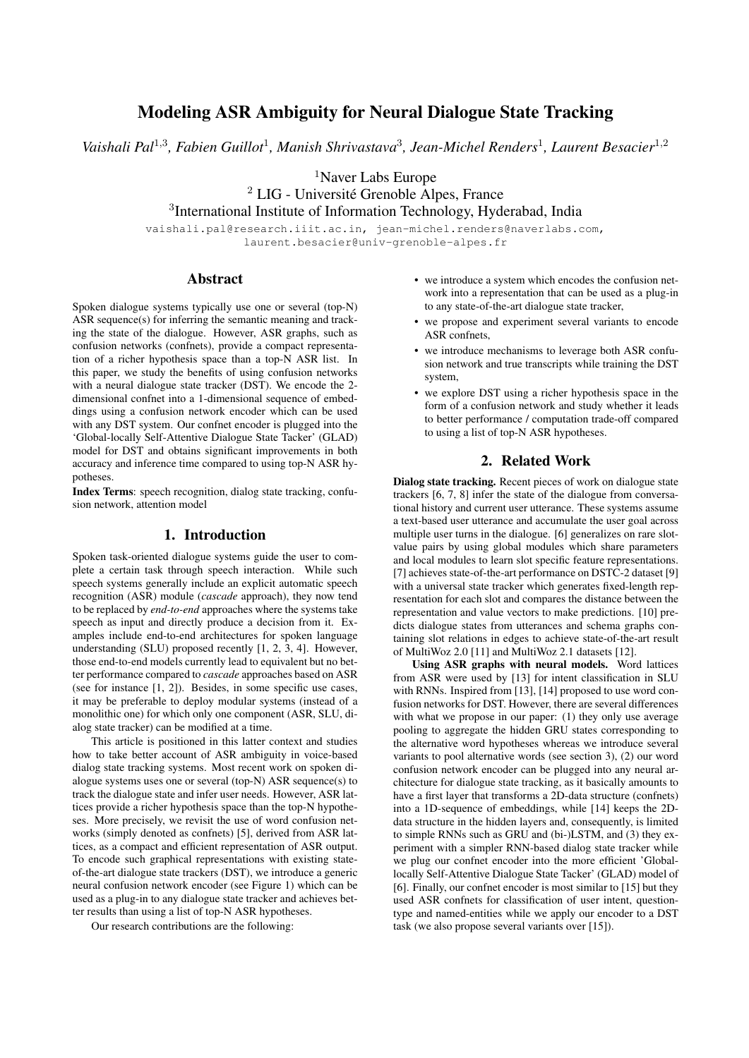# Modeling ASR Ambiguity for Neural Dialogue State Tracking

*Vaishali Pal*[1,3], *Fabien Guillot*[1], *Manish Shrivastava*[3], *Jean-Michel Renders*[1], *Laurent Besacier*[1,2]

[1]Naver Labs Europe
[2] LIG - Université Grenoble Alpes, France
[3]International Institute of Information Technology, Hyderabad, India

vaishali.pal@research.iiit.ac.in, jean-michel.renders@naverlabs.com, laurent.besacier@univ-grenoble-alpes.fr

## Abstract

Spoken dialogue systems typically use one or several (top-N) ASR sequence(s) for inferring the semantic meaning and tracking the state of the dialogue. However, ASR graphs, such as confusion networks (confnets), provide a compact representation of a richer hypothesis space than a top-N ASR list. In this paper, we study the benefits of using confusion networks with a neural dialogue state tracker (DST). We encode the 2-dimensional confnet into a 1-dimensional sequence of embeddings using a confusion network encoder which can be used with any DST system. Our confnet encoder is plugged into the 'Global-locally Self-Attentive Dialogue State Tacker' (GLAD) model for DST and obtains significant improvements in both accuracy and inference time compared to using top-N ASR hypotheses.

**Index Terms**: speech recognition, dialog state tracking, confusion network, attention model

## 1. Introduction

Spoken task-oriented dialogue systems guide the user to complete a certain task through speech interaction. While such speech systems generally include an explicit automatic speech recognition (ASR) module (*cascade* approach), they now tend to be replaced by *end-to-end* approaches where the systems take speech as input and directly produce a decision from it. Examples include end-to-end architectures for spoken language understanding (SLU) proposed recently [1, 2, 3, 4]. However, those end-to-end models currently lead to equivalent but no better performance compared to *cascade* approaches based on ASR (see for instance [1, 2]). Besides, in some specific use cases, it may be preferable to deploy modular systems (instead of a monolithic one) for which only one component (ASR, SLU, dialog state tracker) can be modified at a time.

This article is positioned in this latter context and studies how to take better account of ASR ambiguity in voice-based dialog state tracking systems. Most recent work on spoken dialogue systems uses one or several (top-N) ASR sequence(s) to track the dialogue state and infer user needs. However, ASR lattices provide a richer hypothesis space than the top-N hypotheses. More precisely, we revisit the use of word confusion networks (simply denoted as confnets) [5], derived from ASR lattices, as a compact and efficient representation of ASR output. To encode such graphical representations with existing state-of-the-art dialogue state trackers (DST), we introduce a generic neural confusion network encoder (see Figure 1) which can be used as a plug-in to any dialogue state tracker and achieves better results than using a list of top-N ASR hypotheses.

Our research contributions are the following:

- we introduce a system which encodes the confusion network into a representation that can be used as a plug-in to any state-of-the-art dialogue state tracker,
- we propose and experiment several variants to encode ASR confnets,
- we introduce mechanisms to leverage both ASR confusion network and true transcripts while training the DST system,
- we explore DST using a richer hypothesis space in the form of a confusion network and study whether it leads to better performance / computation trade-off compared to using a list of top-N ASR hypotheses.

## 2. Related Work

**Dialog state tracking.** Recent pieces of work on dialogue state trackers [6, 7, 8] infer the state of the dialogue from conversational history and current user utterance. These systems assume a text-based user utterance and accumulate the user goal across multiple user turns in the dialogue. [6] generalizes on rare slot-value pairs by using global modules which share parameters and local modules to learn slot specific feature representations. [7] achieves state-of-the-art performance on DSTC-2 dataset [9] with a universal state tracker which generates fixed-length representation for each slot and compares the distance between the representation and value vectors to make predictions. [10] predicts dialogue states from utterances and schema graphs containing slot relations in edges to achieve state-of-the-art result of MultiWoz 2.0 [11] and MultiWoz 2.1 datasets [12].

**Using ASR graphs with neural models.** Word lattices from ASR were used by [13] for intent classification in SLU with RNNs. Inspired from [13], [14] proposed to use word confusion networks for DST. However, there are several differences with what we propose in our paper: (1) they only use average pooling to aggregate the hidden GRU states corresponding to the alternative word hypotheses whereas we introduce several variants to pool alternative words (see section 3), (2) our word confusion network encoder can be plugged into any neural architecture for dialogue state tracking, as it basically amounts to have a first layer that transforms a 2D-data structure (confnets) into a 1D-sequence of embeddings, while [14] keeps the 2D-data structure in the hidden layers and, consequently, is limited to simple RNNs such as GRU and (bi-)LSTM, and (3) they experiment with a simpler RNN-based dialog state tracker while we plug our confnet encoder into the more efficient 'Global-locally Self-Attentive Dialogue State Tacker' (GLAD) model of [6]. Finally, our confnet encoder is most similar to [15] but they used ASR confnets for classification of user intent, question-type and named-entities while we apply our encoder to a DST task (we also propose several variants over [15]).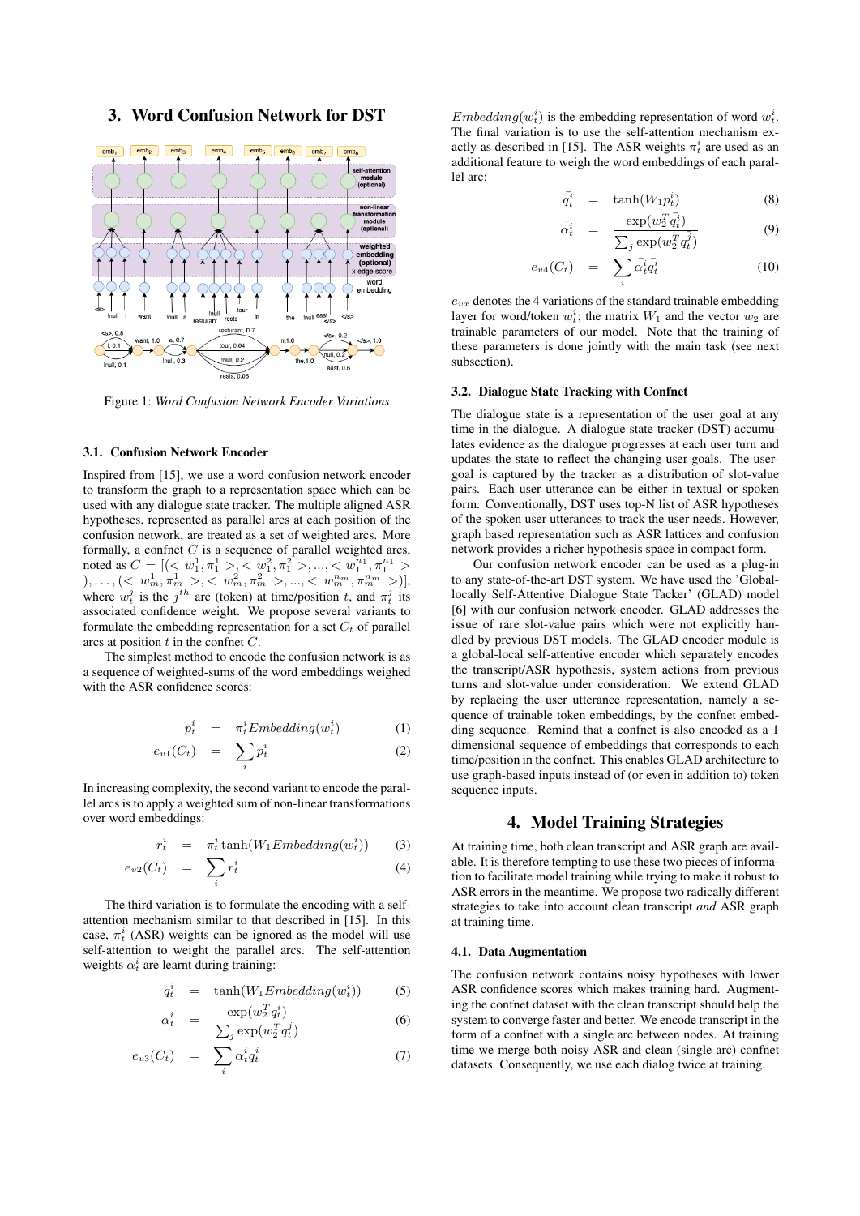## 3. Word Confusion Network for DST

Figure 1: *Word Confusion Network Encoder Variations*

### 3.1. Confusion Network Encoder

Inspired from [15], we use a word confusion network encoder to transform the graph to a representation space which can be used with any dialogue state tracker. The multiple aligned ASR hypotheses, represented as parallel arcs at each position of the confusion network, are treated as a set of weighted arcs. More formally, a confnet $C$ is a sequence of parallel weighted arcs, noted as $C = [(< w_1^1, \pi_1^1 >, < w_1^2, \pi_1^2 >, ..., < w_1^{n_1}, \pi_1^{n_1} >), \ldots, (< w_m^1, \pi_m^1 >, < w_m^2, \pi_m^2 >, ..., < w_m^{n_m}, \pi_m^{n_m} >)]$, where $w_t^j$ is the $j^{th}$ arc (token) at time/position $t$, and $\pi_t^j$ its associated confidence weight. We propose several variants to formulate the embedding representation for a set $C_t$ of parallel arcs at position $t$ in the confnet $C$.

The simplest method to encode the confusion network is as a sequence of weighted-sums of the word embeddings weighed with the ASR confidence scores:

$$p_t^i = \pi_t^i Embedding(w_t^i) \tag{1}$$

$$e_{v1}(C_t) = \sum_i p_t^i \tag{2}$$

In increasing complexity, the second variant to encode the parallel arcs is to apply a weighted sum of non-linear transformations over word embeddings:

$$r_t^i = \pi_t^i \tanh(W_1 Embedding(w_t^i)) \tag{3}$$

$$e_{v2}(C_t) = \sum_i r_t^i \tag{4}$$

The third variation is to formulate the encoding with a self-attention mechanism similar to that described in [15]. In this case, $\pi_t^i$ (ASR) weights can be ignored as the model will use self-attention to weight the parallel arcs. The self-attention weights $\alpha_t^i$ are learnt during training:

$$q_t^i = \tanh(W_1 Embedding(w_t^i)) \tag{5}$$

$$\alpha_t^i = \frac{\exp(w_2^T q_t^i)}{\sum_j \exp(w_2^T q_t^j)} \tag{6}$$

$$e_{v3}(C_t) = \sum_i \alpha_t^i q_t^i \tag{7}$$

$Embedding(w_t^i)$ is the embedding representation of word $w_t^i$. The final variation is to use the self-attention mechanism exactly as described in [15]. The ASR weights $\pi_t^i$ are used as an additional feature to weigh the word embeddings of each parallel arc:

$$\bar{q}_t^i = \tanh(W_1 p_t^i) \tag{8}$$

$$\bar{\alpha}_t^i = \frac{\exp(w_2^T \bar{q}_t^i)}{\sum_j \exp(w_2^T \bar{q}_t^j)} \tag{9}$$

$$e_{v4}(C_t) = \sum_i \bar{\alpha}_t^i \bar{q}_t^i \tag{10}$$

$e_{vx}$ denotes the 4 variations of the standard trainable embedding layer for word/token $w_t^i$; the matrix $W_1$ and the vector $w_2$ are trainable parameters of our model. Note that the training of these parameters is done jointly with the main task (see next subsection).

### 3.2. Dialogue State Tracking with Confnet

The dialogue state is a representation of the user goal at any time in the dialogue. A dialogue state tracker (DST) accumulates evidence as the dialogue progresses at each user turn and updates the state to reflect the changing user goals. The user-goal is captured by the tracker as a distribution of slot-value pairs. Each user utterance can be either in textual or spoken form. Conventionally, DST uses top-N list of ASR hypotheses of the spoken user utterances to track the user needs. However, graph based representation such as ASR lattices and confusion network provides a richer hypothesis space in compact form.

Our confusion network encoder can be used as a plug-in to any state-of-the-art DST system. We have used the 'Global-locally Self-Attentive Dialogue State Tacker' (GLAD) model [6] with our confusion network encoder. GLAD addresses the issue of rare slot-value pairs which were not explicitly handled by previous DST models. The GLAD encoder module is a global-local self-attentive encoder which separately encodes the transcript/ASR hypothesis, system actions from previous turns and slot-value under consideration. We extend GLAD by replacing the user utterance representation, namely a sequence of trainable token embeddings, by the confnet embedding sequence. Remind that a confnet is also encoded as a 1 dimensional sequence of embeddings that corresponds to each time/position in the confnet. This enables GLAD architecture to use graph-based inputs instead of (or even in addition to) token sequence inputs.

## 4. Model Training Strategies

At training time, both clean transcript and ASR graph are available. It is therefore tempting to use these two pieces of information to facilitate model training while trying to make it robust to ASR errors in the meantime. We propose two radically different strategies to take into account clean transcript *and* ASR graph at training time.

### 4.1. Data Augmentation

The confusion network contains noisy hypotheses with lower ASR confidence scores which makes training hard. Augmenting the confnet dataset with the clean transcript should help the system to converge faster and better. We encode transcript in the form of a confnet with a single arc between nodes. At training time we merge both noisy ASR and clean (single arc) confnet datasets. Consequently, we use each dialog twice at training.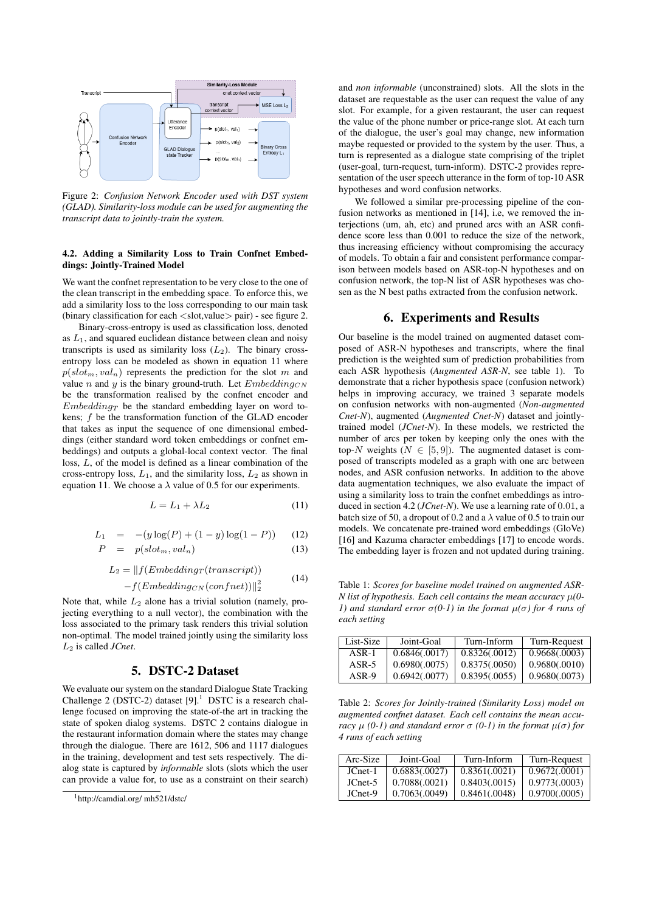Figure 2: *Confusion Network Encoder used with DST system (GLAD). Similarity-loss module can be used for augmenting the transcript data to jointly-train the system.*

### 4.2. Adding a Similarity Loss to Train Confnet Embeddings: Jointly-Trained Model

We want the confnet representation to be very close to the one of the clean transcript in the embedding space. To enforce this, we add a similarity loss to the loss corresponding to our main task (binary classification for each <slot,value> pair) - see figure 2.

Binary-cross-entropy is used as classification loss, denoted as $L_1$, and squared euclidean distance between clean and noisy transcripts is used as similarity loss ($L_2$). The binary cross-entropy loss can be modeled as shown in equation 11 where $p(slot_m, val_n)$ represents the prediction for the slot $m$ and value $n$ and $y$ is the binary ground-truth. Let $Embedding_{CN}$ be the transformation realised by the confnet encoder and $Embedding_T$ be the standard embedding layer on word tokens; $f$ be the transformation function of the GLAD encoder that takes as input the sequence of one dimensional embeddings (either standard word token embeddings or confnet embeddings) and outputs a global-local context vector. The final loss, $L$, of the model is defined as a linear combination of the cross-entropy loss, $L_1$, and the similarity loss, $L_2$ as shown in equation 11. We choose a $\lambda$ value of 0.5 for our experiments.

$$L = L_1 + \lambda L_2 \tag{11}$$

$$L_1 = -(y \log(P) + (1-y)\log(1-P)) \tag{12}$$

$$P = p(slot_m, val_n) \tag{13}$$

$$L_2 = \|f(Embedding_T(transcript)) - f(Embedding_{CN}(confnet))\|_2^2 \tag{14}$$

Note that, while $L_2$ alone has a trivial solution (namely, projecting everything to a null vector), the combination with the loss associated to the primary task renders this trivial solution non-optimal. The model trained jointly using the similarity loss $L_2$ is called *JCnet*.

## 5. DSTC-2 Dataset

We evaluate our system on the standard Dialogue State Tracking Challenge 2 (DSTC-2) dataset [9].[1] DSTC is a research challenge focused on improving the state-of-the art in tracking the state of spoken dialog systems. DSTC 2 contains dialogue in the restaurant information domain where the states may change through the dialogue. There are 1612, 506 and 1117 dialogues in the training, development and test sets respectively. The dialog state is captured by *informable* slots (slots which the user can provide a value for, to use as a constraint on their search) and *non informable* (unconstrained) slots. All the slots in the dataset are requestable as the user can request the value of any slot. For example, for a given restaurant, the user can request the value of the phone number or price-range slot. At each turn of the dialogue, the user's goal may change, new information maybe requested or provided to the system by the user. Thus, a turn is represented as a dialogue state comprising of the triplet (user-goal, turn-request, turn-inform). DSTC-2 provides representation of the user speech utterance in the form of top-10 ASR hypotheses and word confusion networks.

We followed a similar pre-processing pipeline of the confusion networks as mentioned in [14], i.e, we removed the interjections (um, ah, etc) and pruned arcs with an ASR confidence score less than 0.001 to reduce the size of the network, thus increasing efficiency without compromising the accuracy of models. To obtain a fair and consistent performance comparison between models based on ASR-top-N hypotheses and on confusion network, the top-N list of ASR hypotheses was chosen as the N best paths extracted from the confusion network.

[1] http://camdial.org/ mh521/dstc/

## 6. Experiments and Results

Our baseline is the model trained on augmented dataset composed of ASR-N hypotheses and transcripts, where the final prediction is the weighted sum of prediction probabilities from each ASR hypothesis (*Augmented ASR-N*, see table 1). To demonstrate that a richer hypothesis space (confusion network) helps in improving accuracy, we trained 3 separate models on confusion networks with non-augmented (*Non-augmented Cnet-N*), augmented (*Augmented Cnet-N*) dataset and jointly-trained model (*JCnet-N*). In these models, we restricted the number of arcs per token by keeping only the ones with the top-$N$ weights ($N \in [5, 9]$). The augmented dataset is composed of transcripts modeled as a graph with one arc between nodes, and ASR confusion networks. In addition to the above data augmentation techniques, we also evaluate the impact of using a similarity loss to train the confnet embeddings as introduced in section 4.2 (*JCnet-N*). We use a learning rate of 0.01, a batch size of 50, a dropout of 0.2 and a $\lambda$ value of 0.5 to train our models. We concatenate pre-trained word embeddings (GloVe) [16] and Kazuma character embeddings [17] to encode words. The embedding layer is frozen and not updated during training.

Table 1: *Scores for baseline model trained on augmented ASR-N list of hypothesis. Each cell contains the mean accuracy $\mu$(0-1) and standard error $\sigma$(0-1) in the format $\mu(\sigma)$ for 4 runs of each setting*

| List-Size | Joint-Goal | Turn-Inform | Turn-Request |
|---|---|---|---|
| ASR-1 | 0.6846(.0017) | 0.8326(.0012) | 0.9668(.0003) |
| ASR-5 | 0.6980(.0075) | 0.8375(.0050) | 0.9680(.0010) |
| ASR-9 | 0.6942(.0077) | 0.8395(.0055) | 0.9680(.0073) |

Table 2: *Scores for Jointly-trained (Similarity Loss) model on augmented confnet dataset. Each cell contains the mean accuracy $\mu$ (0-1) and standard error $\sigma$ (0-1) in the format $\mu(\sigma)$ for 4 runs of each setting*

| Arc-Size | Joint-Goal | Turn-Inform | Turn-Request |
|---|---|---|---|
| JCnet-1 | 0.6883(.0027) | 0.8361(.0021) | 0.9672(.0001) |
| JCnet-5 | 0.7088(.0021) | 0.8403(.0015) | 0.9773(.0003) |
| JCnet-9 | 0.7063(.0049) | 0.8461(.0048) | 0.9700(.0005) |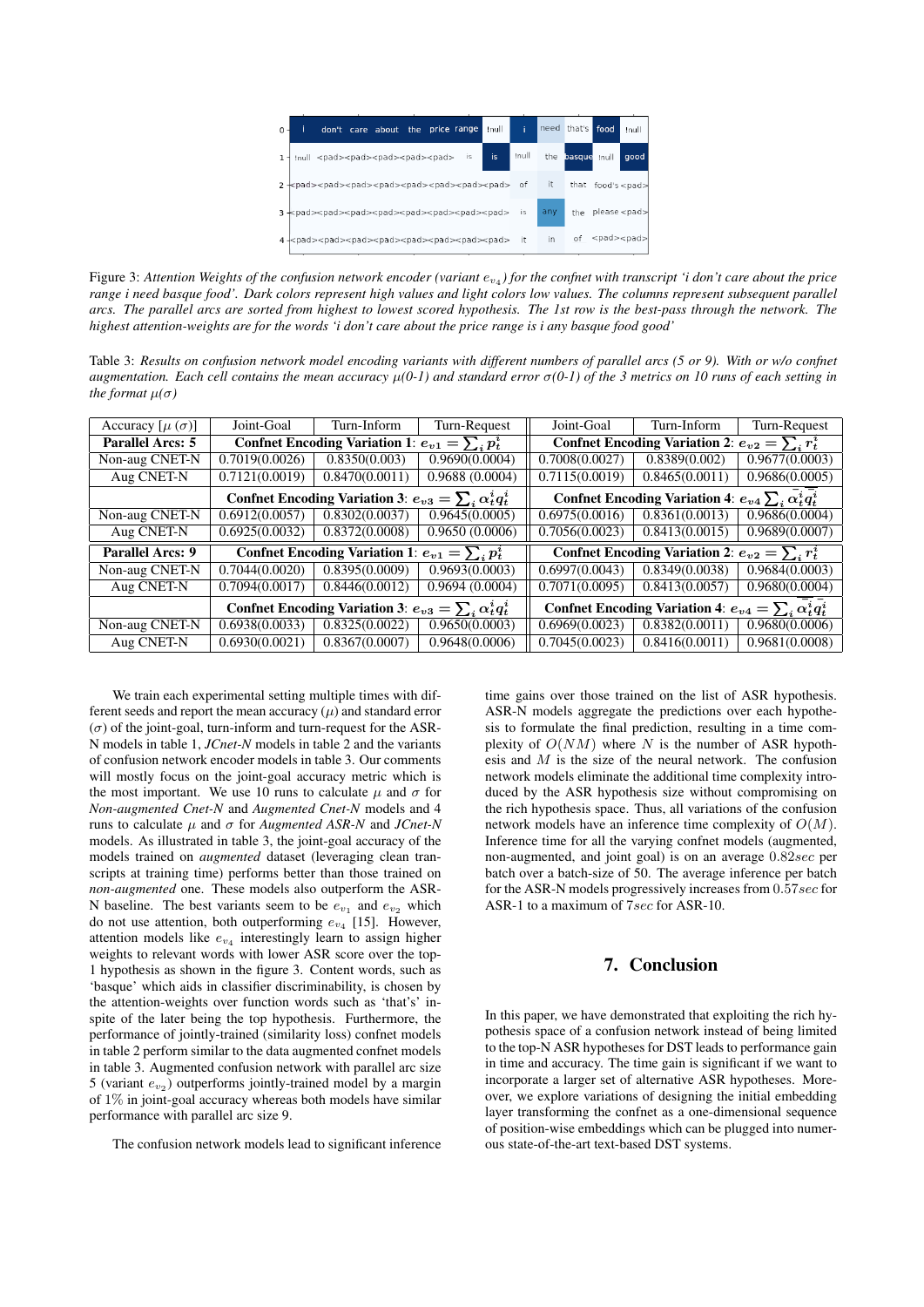Figure 3: *Attention Weights of the confusion network encoder (variant $e_{v_4}$) for the confnet with transcript 'i don't care about the price range i need basque food'. Dark colors represent high values and light colors low values. The columns represent subsequent parallel arcs. The parallel arcs are sorted from highest to lowest scored hypothesis. The 1st row is the best-pass through the network. The highest attention-weights are for the words 'i don't care about the price range is i any basque food good'*

Table 3: *Results on confusion network model encoding variants with different numbers of parallel arcs (5 or 9). With or w/o confnet augmentation. Each cell contains the mean accuracy $\mu$(0-1) and standard error $\sigma$(0-1) of the 3 metrics on 10 runs of each setting in the format $\mu(\sigma)$*

| Accuracy [$\mu$ ($\sigma$)] | Joint-Goal | Turn-Inform | Turn-Request | Joint-Goal | Turn-Inform | Turn-Request |
|---|---|---|---|---|---|---|
| **Parallel Arcs: 5** | **Confnet Encoding Variation 1**: $e_{v1} = \sum_i p_t^i$ | | | **Confnet Encoding Variation 2**: $e_{v2} = \sum_i r_t^i$ | | |
| Non-aug CNET-N | 0.7019(0.0026) | 0.8350(0.003) | 0.9690(0.0004) | 0.7008(0.0027) | 0.8389(0.002) | 0.9677(0.0003) |
| Aug CNET-N | 0.7121(0.0019) | 0.8470(0.0011) | 0.9688 (0.0004) | 0.7115(0.0019) | 0.8465(0.0011) | 0.9686(0.0005) |
| | **Confnet Encoding Variation 3**: $e_{v3} = \sum_i \alpha_t^i q_t^i$ | | | **Confnet Encoding Variation 4**: $e_{v4} \sum_i \alpha_t^i \overline{q_t^i}$ | | |
| Non-aug CNET-N | 0.6912(0.0057) | 0.8302(0.0037) | 0.9645(0.0005) | 0.6975(0.0016) | 0.8361(0.0013) | 0.9686(0.0004) |
| Aug CNET-N | 0.6925(0.0032) | 0.8372(0.0008) | 0.9650 (0.0006) | 0.7056(0.0023) | 0.8413(0.0015) | 0.9689(0.0007) |
| **Parallel Arcs: 9** | **Confnet Encoding Variation 1**: $e_{v1} = \sum_i p_t^i$ | | | **Confnet Encoding Variation 2**: $e_{v2} = \sum_i r_t^i$ | | |
| Non-aug CNET-N | 0.7044(0.0020) | 0.8395(0.0009) | 0.9693(0.0003) | 0.6997(0.0043) | 0.8349(0.0038) | 0.9684(0.0003) |
| Aug CNET-N | 0.7094(0.0017) | 0.8446(0.0012) | 0.9694 (0.0004) | 0.7071(0.0095) | 0.8413(0.0057) | 0.9680(0.0004) |
| | **Confnet Encoding Variation 3**: $e_{v3} = \sum_i \alpha_t^i q_t^i$ | | | **Confnet Encoding Variation 4**: $e_{v4} = \sum_i \alpha_t^i \overline{q_t^i}$ | | |
| Non-aug CNET-N | 0.6938(0.0033) | 0.8325(0.0022) | 0.9650(0.0003) | 0.6969(0.0023) | 0.8382(0.0011) | 0.9680(0.0006) |
| Aug CNET-N | 0.6930(0.0021) | 0.8367(0.0007) | 0.9648(0.0006) | 0.7045(0.0023) | 0.8416(0.0011) | 0.9681(0.0008) |

We train each experimental setting multiple times with different seeds and report the mean accuracy ($\mu$) and standard error ($\sigma$) of the joint-goal, turn-inform and turn-request for the ASR-N models in table 1, *JCnet-N* models in table 2 and the variants of confusion network encoder models in table 3. Our comments will mostly focus on the joint-goal accuracy metric which is the most important. We use 10 runs to calculate $\mu$ and $\sigma$ for *Non-augmented Cnet-N* and *Augmented Cnet-N* models and 4 runs to calculate $\mu$ and $\sigma$ for *Augmented ASR-N* and *JCnet-N* models. As illustrated in table 3, the joint-goal accuracy of the models trained on *augmented* dataset (leveraging clean transcripts at training time) performs better than those trained on *non-augmented* one. These models also outperform the ASR-N baseline. The best variants seem to be $e_{v_1}$ and $e_{v_2}$ which do not use attention, both outperforming $e_{v_4}$ [15]. However, attention models like $e_{v_4}$ interestingly learn to assign higher weights to relevant words with lower ASR score over the top-1 hypothesis as shown in the figure 3. Content words, such as 'basque' which aids in classifier discriminability, is chosen by the attention-weights over function words such as 'that's' inspite of the later being the top hypothesis. Furthermore, the performance of jointly-trained (similarity loss) confnet models in table 2 perform similar to the data augmented confnet models in table 3. Augmented confusion network with parallel arc size 5 (variant $e_{v_2}$) outperforms jointly-trained model by a margin of 1% in joint-goal accuracy whereas both models have similar performance with parallel arc size 9.

The confusion network models lead to significant inference time gains over those trained on the list of ASR hypothesis. ASR-N models aggregate the predictions over each hypothesis to formulate the final prediction, resulting in a time complexity of $O(NM)$ where $N$ is the number of ASR hypothesis and $M$ is the size of the neural network. The confusion network models eliminate the additional time complexity introduced by the ASR hypothesis size without compromising on the rich hypothesis space. Thus, all variations of the confusion network models have an inference time complexity of $O(M)$. Inference time for all the varying confnet models (augmented, non-augmented, and joint goal) is on an average $0.82sec$ per batch over a batch-size of 50. The average inference per batch for the ASR-N models progressively increases from $0.57sec$ for ASR-1 to a maximum of $7sec$ for ASR-10.

## 7. Conclusion

In this paper, we have demonstrated that exploiting the rich hypothesis space of a confusion network instead of being limited to the top-N ASR hypotheses for DST leads to performance gain in time and accuracy. The time gain is significant if we want to incorporate a larger set of alternative ASR hypotheses. Moreover, we explore variations of designing the initial embedding layer transforming the confnet as a one-dimensional sequence of position-wise embeddings which can be plugged into numerous state-of-the-art text-based DST systems.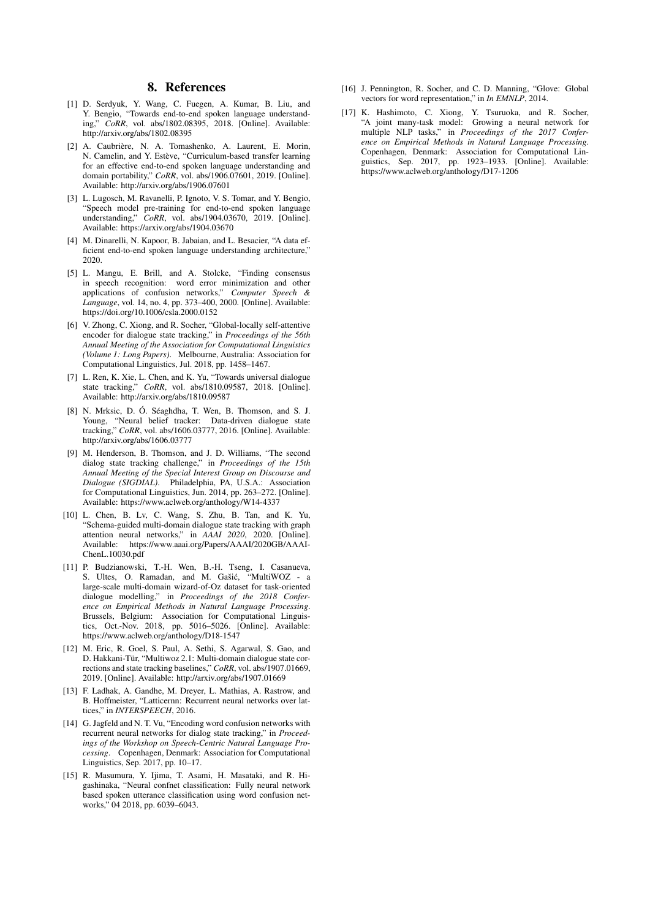## 8. References

[1] D. Serdyuk, Y. Wang, C. Fuegen, A. Kumar, B. Liu, and Y. Bengio, "Towards end-to-end spoken language understanding," *CoRR*, vol. abs/1802.08395, 2018. [Online]. Available: http://arxiv.org/abs/1802.08395

[2] A. Caubrière, N. A. Tomashenko, A. Laurent, E. Morin, N. Camelin, and Y. Estève, "Curriculum-based transfer learning for an effective end-to-end spoken language understanding and domain portability," *CoRR*, vol. abs/1906.07601, 2019. [Online]. Available: http://arxiv.org/abs/1906.07601

[3] L. Lugosch, M. Ravanelli, P. Ignoto, V. S. Tomar, and Y. Bengio, "Speech model pre-training for end-to-end spoken language understanding," *CoRR*, vol. abs/1904.03670, 2019. [Online]. Available: https://arxiv.org/abs/1904.03670

[4] M. Dinarelli, N. Kapoor, B. Jabaian, and L. Besacier, "A data efficient end-to-end spoken language understanding architecture," 2020.

[5] L. Mangu, E. Brill, and A. Stolcke, "Finding consensus in speech recognition: word error minimization and other applications of confusion networks," *Computer Speech & Language*, vol. 14, no. 4, pp. 373–400, 2000. [Online]. Available: https://doi.org/10.1006/csla.2000.0152

[6] V. Zhong, C. Xiong, and R. Socher, "Global-locally self-attentive encoder for dialogue state tracking," in *Proceedings of the 56th Annual Meeting of the Association for Computational Linguistics (Volume 1: Long Papers)*. Melbourne, Australia: Association for Computational Linguistics, Jul. 2018, pp. 1458–1467.

[7] L. Ren, K. Xie, L. Chen, and K. Yu, "Towards universal dialogue state tracking," *CoRR*, vol. abs/1810.09587, 2018. [Online]. Available: http://arxiv.org/abs/1810.09587

[8] N. Mrksic, D. Ó. Séaghdha, T. Wen, B. Thomson, and S. J. Young, "Neural belief tracker: Data-driven dialogue state tracking," *CoRR*, vol. abs/1606.03777, 2016. [Online]. Available: http://arxiv.org/abs/1606.03777

[9] M. Henderson, B. Thomson, and J. D. Williams, "The second dialog state tracking challenge," in *Proceedings of the 15th Annual Meeting of the Special Interest Group on Discourse and Dialogue (SIGDIAL)*. Philadelphia, PA, U.S.A.: Association for Computational Linguistics, Jun. 2014, pp. 263–272. [Online]. Available: https://www.aclweb.org/anthology/W14-4337

[10] L. Chen, B. Lv, C. Wang, S. Zhu, B. Tan, and K. Yu, "Schema-guided multi-domain dialogue state tracking with graph attention neural networks," in *AAAI 2020*, 2020. [Online]. Available: https://www.aaai.org/Papers/AAAI/2020GB/AAAI-ChenL.10030.pdf

[11] P. Budzianowski, T.-H. Wen, B.-H. Tseng, I. Casanueva, S. Ultes, O. Ramadan, and M. Gašić, "MultiWOZ - a large-scale multi-domain wizard-of-Oz dataset for task-oriented dialogue modelling," in *Proceedings of the 2018 Conference on Empirical Methods in Natural Language Processing*. Brussels, Belgium: Association for Computational Linguistics, Oct.-Nov. 2018, pp. 5016–5026. [Online]. Available: https://www.aclweb.org/anthology/D18-1547

[12] M. Eric, R. Goel, S. Paul, A. Sethi, S. Agarwal, S. Gao, and D. Hakkani-Tür, "Multiwoz 2.1: Multi-domain dialogue state corrections and state tracking baselines," *CoRR*, vol. abs/1907.01669, 2019. [Online]. Available: http://arxiv.org/abs/1907.01669

[13] F. Ladhak, A. Gandhe, M. Dreyer, L. Mathias, A. Rastrow, and B. Hoffmeister, "Latticernn: Recurrent neural networks over lattices," in *INTERSPEECH*, 2016.

[14] G. Jagfeld and N. T. Vu, "Encoding word confusion networks with recurrent neural networks for dialog state tracking," in *Proceedings of the Workshop on Speech-Centric Natural Language Processing*. Copenhagen, Denmark: Association for Computational Linguistics, Sep. 2017, pp. 10–17.

[15] R. Masumura, Y. Ijima, T. Asami, H. Masataki, and R. Higashinaka, "Neural confnet classification: Fully neural network based spoken utterance classification using word confusion networks," 04 2018, pp. 6039–6043.

[16] J. Pennington, R. Socher, and C. D. Manning, "Glove: Global vectors for word representation," in *In EMNLP*, 2014.

[17] K. Hashimoto, C. Xiong, Y. Tsuruoka, and R. Socher, "A joint many-task model: Growing a neural network for multiple NLP tasks," in *Proceedings of the 2017 Conference on Empirical Methods in Natural Language Processing*. Copenhagen, Denmark: Association for Computational Linguistics, Sep. 2017, pp. 1923–1933. [Online]. Available: https://www.aclweb.org/anthology/D17-1206